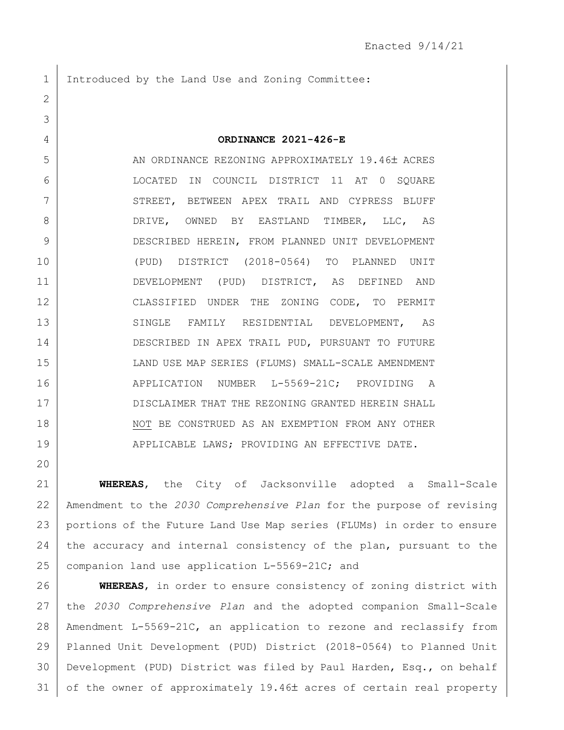Enacted 9/14/21

Introduced by the Land Use and Zoning Committee:

**ORDINANCE 2021-426-E**

AN ORDINANCE REZONING APPROXIMATELY 19.46± ACRES LOCATED IN COUNCIL DISTRICT 11 AT 0 SQUARE STREET, BETWEEN APEX TRAIL AND CYPRESS BLUFF DRIVE, OWNED BY EASTLAND TIMBER, LLC, AS DESCRIBED HEREIN, FROM PLANNED UNIT DEVELOPMENT (PUD) DISTRICT (2018-0564) TO PLANNED UNIT DEVELOPMENT (PUD) DISTRICT, AS DEFINED AND CLASSIFIED UNDER THE ZONING CODE, TO PERMIT SINGLE FAMILY RESIDENTIAL DEVELOPMENT, AS DESCRIBED IN APEX TRAIL PUD, PURSUANT TO FUTURE LAND USE MAP SERIES (FLUMS) SMALL-SCALE AMENDMENT APPLICATION NUMBER L-5569-21C; PROVIDING A DISCLAIMER THAT THE REZONING GRANTED HEREIN SHALL NOT BE CONSTRUED AS AN EXEMPTION FROM ANY OTHER APPLICABLE LAWS; PROVIDING AN EFFECTIVE DATE.

**WHEREAS**, the City of Jacksonville adopted a Small-Scale Amendment to the *2030 Comprehensive Plan* for the purpose of revising portions of the Future Land Use Map series (FLUMs) in order to ensure the accuracy and internal consistency of the plan, pursuant to the companion land use application L-5569-21C; and

**WHEREAS**, in order to ensure consistency of zoning district with the *2030 Comprehensive Plan* and the adopted companion Small-Scale Amendment L-5569-21C, an application to rezone and reclassify from Planned Unit Development (PUD) District (2018-0564) to Planned Unit Development (PUD) District was filed by Paul Harden, Esq., on behalf of the owner of approximately 19.46± acres of certain real property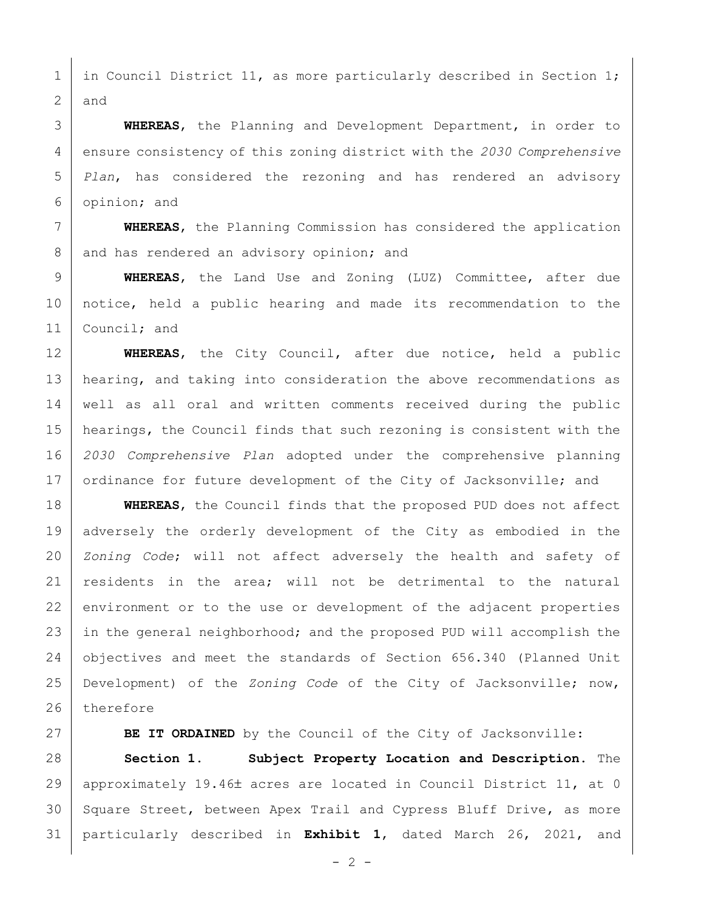in Council District 11, as more particularly described in Section 1; and

**WHEREAS**, the Planning and Development Department, in order to ensure consistency of this zoning district with the *2030 Comprehensive Plan*, has considered the rezoning and has rendered an advisory opinion; and

**WHEREAS**, the Planning Commission has considered the application and has rendered an advisory opinion; and

**WHEREAS**, the Land Use and Zoning (LUZ) Committee, after due notice, held a public hearing and made its recommendation to the Council; and

**WHEREAS**, the City Council, after due notice, held a public hearing, and taking into consideration the above recommendations as well as all oral and written comments received during the public hearings, the Council finds that such rezoning is consistent with the *2030 Comprehensive Plan* adopted under the comprehensive planning ordinance for future development of the City of Jacksonville; and

**WHEREAS**, the Council finds that the proposed PUD does not affect adversely the orderly development of the City as embodied in the *Zoning Code*; will not affect adversely the health and safety of residents in the area; will not be detrimental to the natural environment or to the use or development of the adjacent properties in the general neighborhood; and the proposed PUD will accomplish the objectives and meet the standards of Section 656.340 (Planned Unit Development) of the *Zoning Code* of the City of Jacksonville; now, therefore

**BE IT ORDAINED** by the Council of the City of Jacksonville:

**Section 1. Subject Property Location and Description.** The approximately 19.46± acres are located in Council District 11, at 0 Square Street, between Apex Trail and Cypress Bluff Drive, as more particularly described in **Exhibit 1**, dated March 26, 2021, and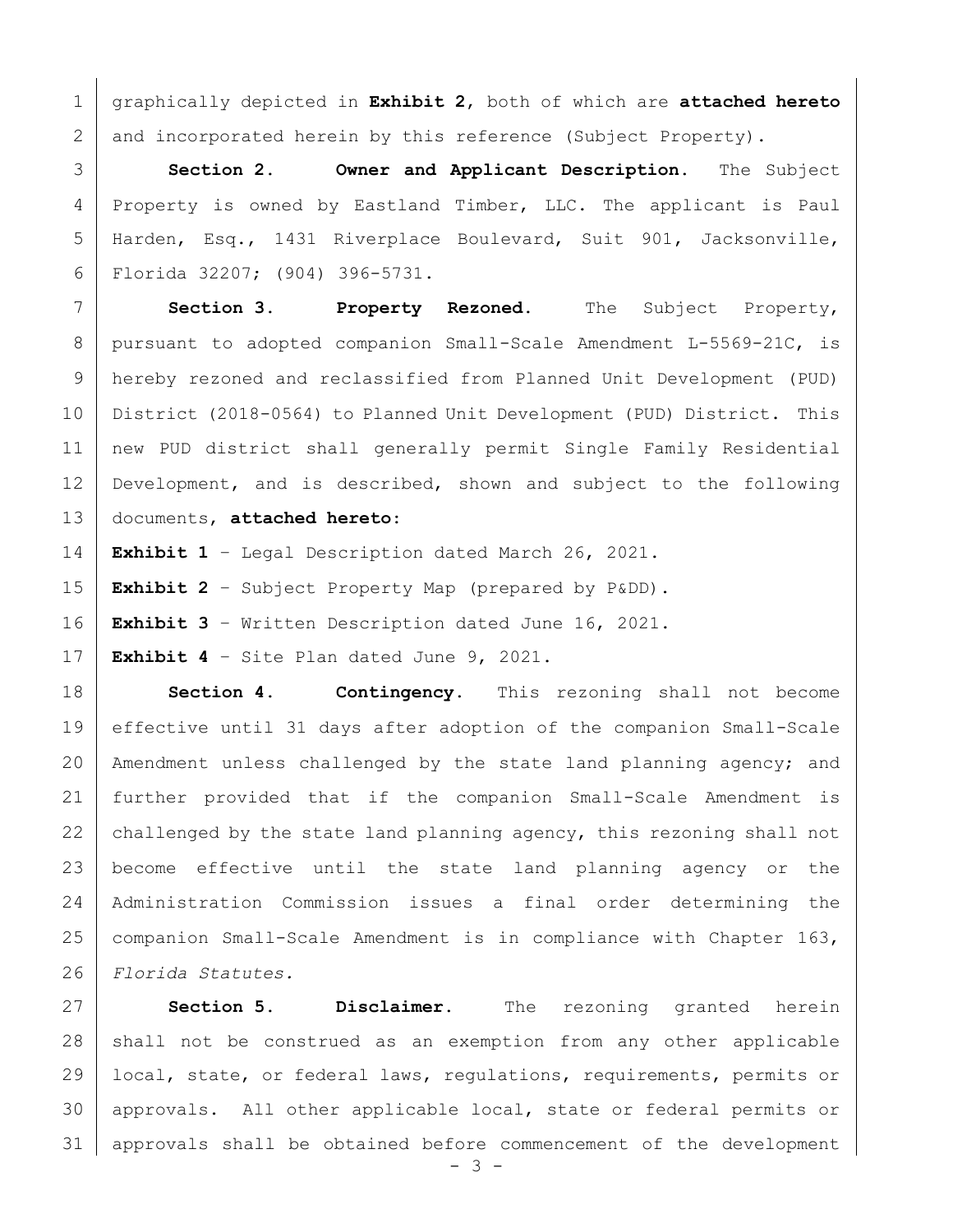graphically depicted in **Exhibit 2**, both of which are **attached hereto** and incorporated herein by this reference (Subject Property).

**Section 2. Owner and Applicant Description.** The Subject Property is owned by Eastland Timber, LLC. The applicant is Paul Harden, Esq., 1431 Riverplace Boulevard, Suit 901, Jacksonville, Florida 32207; (904) 396-5731.

**Section 3. Property Rezoned.** The Subject Property, pursuant to adopted companion Small-Scale Amendment L-5569-21C, is hereby rezoned and reclassified from Planned Unit Development (PUD) District (2018-0564) to Planned Unit Development (PUD) District. This new PUD district shall generally permit Single Family Residential Development, and is described, shown and subject to the following documents, **attached hereto**:

**Exhibit 1** – Legal Description dated March 26, 2021.

**Exhibit 2** – Subject Property Map (prepared by P&DD).

**Exhibit 3** – Written Description dated June 16, 2021.

**Exhibit 4** – Site Plan dated June 9, 2021.

**Section 4. Contingency.** This rezoning shall not become effective until 31 days after adoption of the companion Small-Scale Amendment unless challenged by the state land planning agency; and further provided that if the companion Small-Scale Amendment is challenged by the state land planning agency, this rezoning shall not become effective until the state land planning agency or the Administration Commission issues a final order determining the companion Small-Scale Amendment is in compliance with Chapter 163, *Florida Statutes.*

**Section 5. Disclaimer.** The rezoning granted herein shall not be construed as an exemption from any other applicable local, state, or federal laws, regulations, requirements, permits or approvals. All other applicable local, state or federal permits or approvals shall be obtained before commencement of the development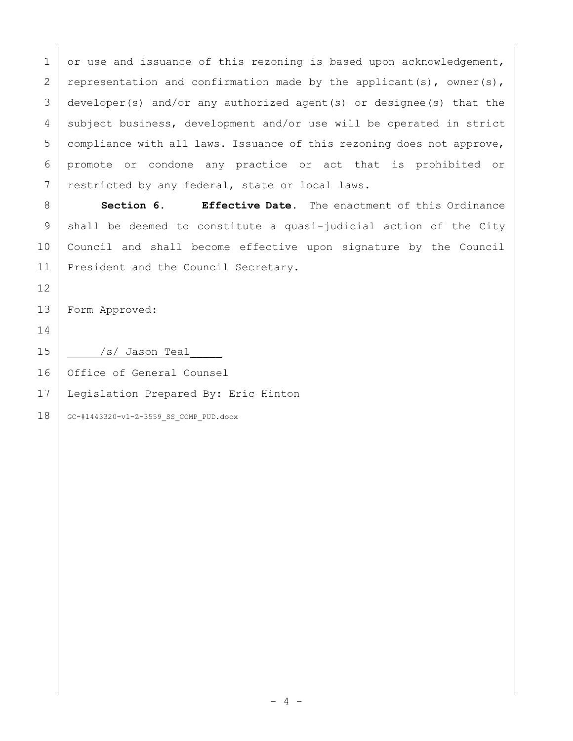or use and issuance of this rezoning is based upon acknowledgement, representation and confirmation made by the applicant(s), owner(s), developer(s) and/or any authorized agent(s) or designee(s) that the subject business, development and/or use will be operated in strict compliance with all laws. Issuance of this rezoning does not approve, promote or condone any practice or act that is prohibited or restricted by any federal, state or local laws.

**Section 6. Effective Date.** The enactment of this Ordinance shall be deemed to constitute a quasi-judicial action of the City Council and shall become effective upon signature by the Council President and the Council Secretary.

Form Approved:

/s/ Jason Teal

Office of General Counsel

Legislation Prepared By: Eric Hinton

GC-#1443320-v1-Z-3559_SS_COMP_PUD.docx